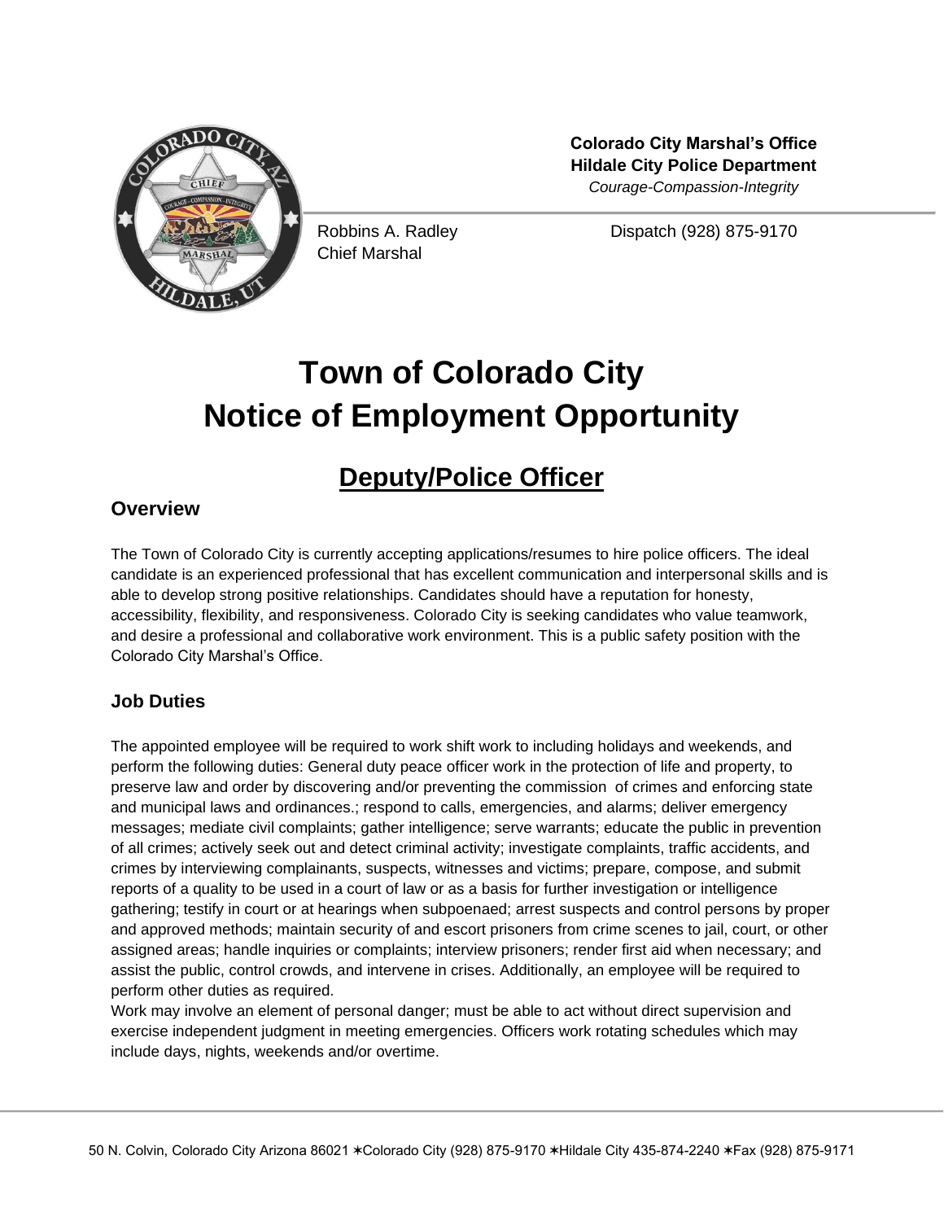**Colorado City Marshal's Office**
**Hildale City Police Department**
*Courage-Compassion-Integrity*

Robbins A. Radley
Chief Marshal

Dispatch (928) 875-9170

# Town of Colorado City
# Notice of Employment Opportunity

## Deputy/Police Officer

### Overview

The Town of Colorado City is currently accepting applications/resumes to hire police officers. The ideal candidate is an experienced professional that has excellent communication and interpersonal skills and is able to develop strong positive relationships. Candidates should have a reputation for honesty, accessibility, flexibility, and responsiveness. Colorado City is seeking candidates who value teamwork, and desire a professional and collaborative work environment. This is a public safety position with the Colorado City Marshal's Office.

### Job Duties

The appointed employee will be required to work shift work to including holidays and weekends, and perform the following duties: General duty peace officer work in the protection of life and property, to preserve law and order by discovering and/or preventing the commission of crimes and enforcing state and municipal laws and ordinances.; respond to calls, emergencies, and alarms; deliver emergency messages; mediate civil complaints; gather intelligence; serve warrants; educate the public in prevention of all crimes; actively seek out and detect criminal activity; investigate complaints, traffic accidents, and crimes by interviewing complainants, suspects, witnesses and victims; prepare, compose, and submit reports of a quality to be used in a court of law or as a basis for further investigation or intelligence gathering; testify in court or at hearings when subpoenaed; arrest suspects and control persons by proper and approved methods; maintain security of and escort prisoners from crime scenes to jail, court, or other assigned areas; handle inquiries or complaints; interview prisoners; render first aid when necessary; and assist the public, control crowds, and intervene in crises. Additionally, an employee will be required to perform other duties as required.
Work may involve an element of personal danger; must be able to act without direct supervision and exercise independent judgment in meeting emergencies. Officers work rotating schedules which may include days, nights, weekends and/or overtime.

50 N. Colvin, Colorado City Arizona 86021 ✶Colorado City (928) 875-9170 ✶Hildale City 435-874-2240 ✶Fax (928) 875-9171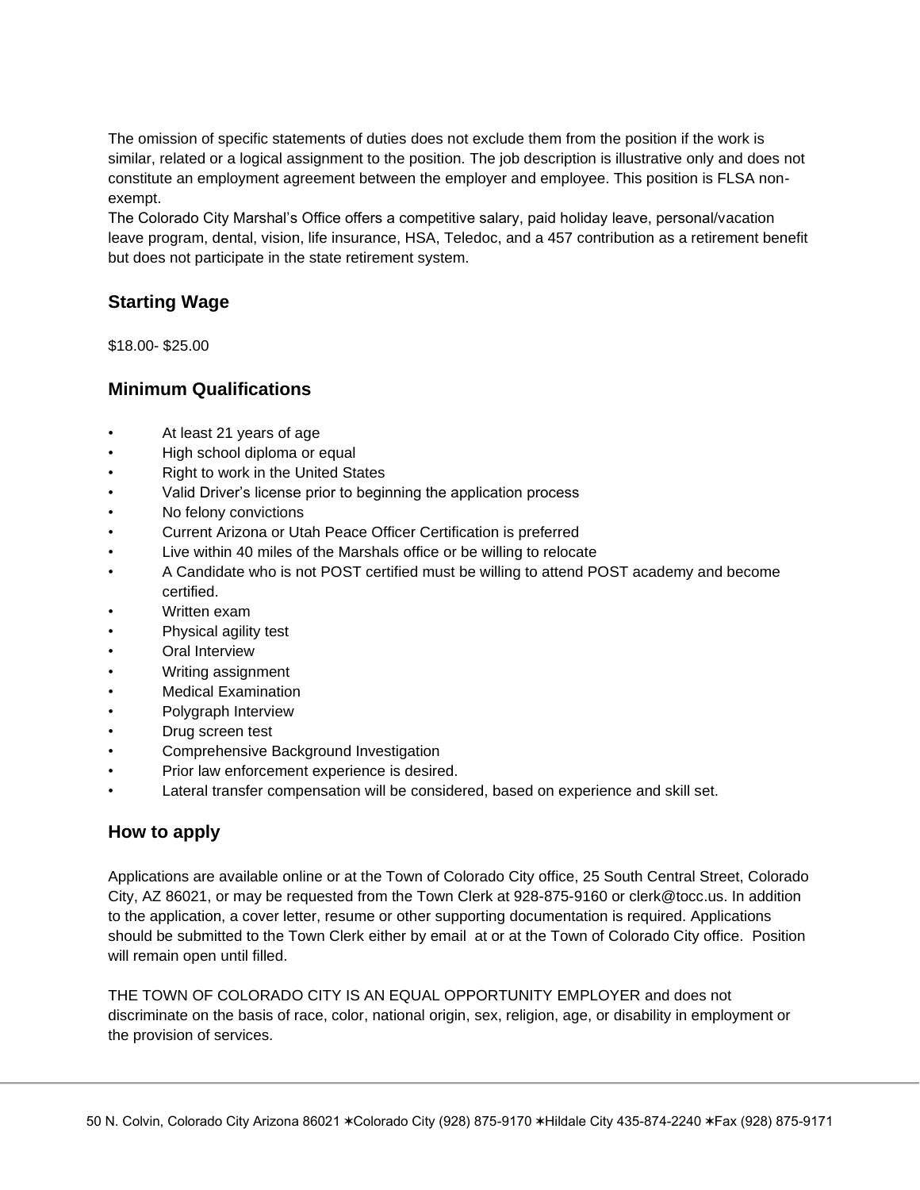The omission of specific statements of duties does not exclude them from the position if the work is similar, related or a logical assignment to the position. The job description is illustrative only and does not constitute an employment agreement between the employer and employee. This position is FLSA non-exempt.
The Colorado City Marshal's Office offers a competitive salary, paid holiday leave, personal/vacation leave program, dental, vision, life insurance, HSA, Teledoc, and a 457 contribution as a retirement benefit but does not participate in the state retirement system.

## Starting Wage

$18.00- $25.00

## Minimum Qualifications

- At least 21 years of age
- High school diploma or equal
- Right to work in the United States
- Valid Driver's license prior to beginning the application process
- No felony convictions
- Current Arizona or Utah Peace Officer Certification is preferred
- Live within 40 miles of the Marshals office or be willing to relocate
- A Candidate who is not POST certified must be willing to attend POST academy and become certified.
- Written exam
- Physical agility test
- Oral Interview
- Writing assignment
- Medical Examination
- Polygraph Interview
- Drug screen test
- Comprehensive Background Investigation
- Prior law enforcement experience is desired.
- Lateral transfer compensation will be considered, based on experience and skill set.

## How to apply

Applications are available online or at the Town of Colorado City office, 25 South Central Street, Colorado City, AZ 86021, or may be requested from the Town Clerk at 928-875-9160 or clerk@tocc.us. In addition to the application, a cover letter, resume or other supporting documentation is required. Applications should be submitted to the Town Clerk either by email at or at the Town of Colorado City office. Position will remain open until filled.

THE TOWN OF COLORADO CITY IS AN EQUAL OPPORTUNITY EMPLOYER and does not discriminate on the basis of race, color, national origin, sex, religion, age, or disability in employment or the provision of services.